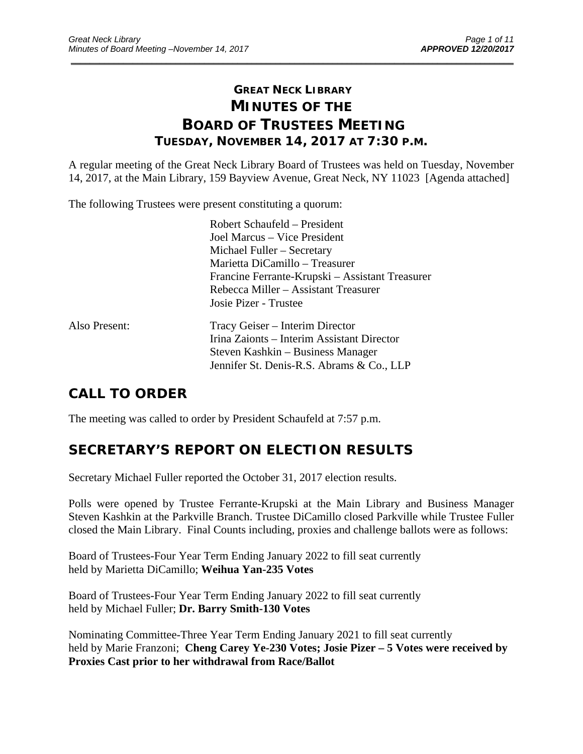# GREAT NECK LIBRARY
# MINUTES OF THE BOARD OF TRUSTEES MEETING
## TUESDAY, NOVEMBER 14, 2017 AT 7:30 P.M.

A regular meeting of the Great Neck Library Board of Trustees was held on Tuesday, November 14, 2017, at the Main Library, 159 Bayview Avenue, Great Neck, NY 11023 [Agenda attached]

The following Trustees were present constituting a quorum:

Robert Schaufeld – President
Joel Marcus – Vice President
Michael Fuller – Secretary
Marietta DiCamillo – Treasurer
Francine Ferrante-Krupski – Assistant Treasurer
Rebecca Miller – Assistant Treasurer
Josie Pizer - Trustee

Also Present:

Tracy Geiser – Interim Director
Irina Zaionts – Interim Assistant Director
Steven Kashkin – Business Manager
Jennifer St. Denis-R.S. Abrams & Co., LLP

## CALL TO ORDER

The meeting was called to order by President Schaufeld at 7:57 p.m.

## SECRETARY'S REPORT ON ELECTION RESULTS

Secretary Michael Fuller reported the October 31, 2017 election results.

Polls were opened by Trustee Ferrante-Krupski at the Main Library and Business Manager Steven Kashkin at the Parkville Branch. Trustee DiCamillo closed Parkville while Trustee Fuller closed the Main Library. Final Counts including, proxies and challenge ballots were as follows:

Board of Trustees-Four Year Term Ending January 2022 to fill seat currently held by Marietta DiCamillo; **Weihua Yan-235 Votes**

Board of Trustees-Four Year Term Ending January 2022 to fill seat currently held by Michael Fuller; **Dr. Barry Smith-130 Votes**

Nominating Committee-Three Year Term Ending January 2021 to fill seat currently held by Marie Franzoni; **Cheng Carey Ye-230 Votes; Josie Pizer – 5 Votes were received by Proxies Cast prior to her withdrawal from Race/Ballot**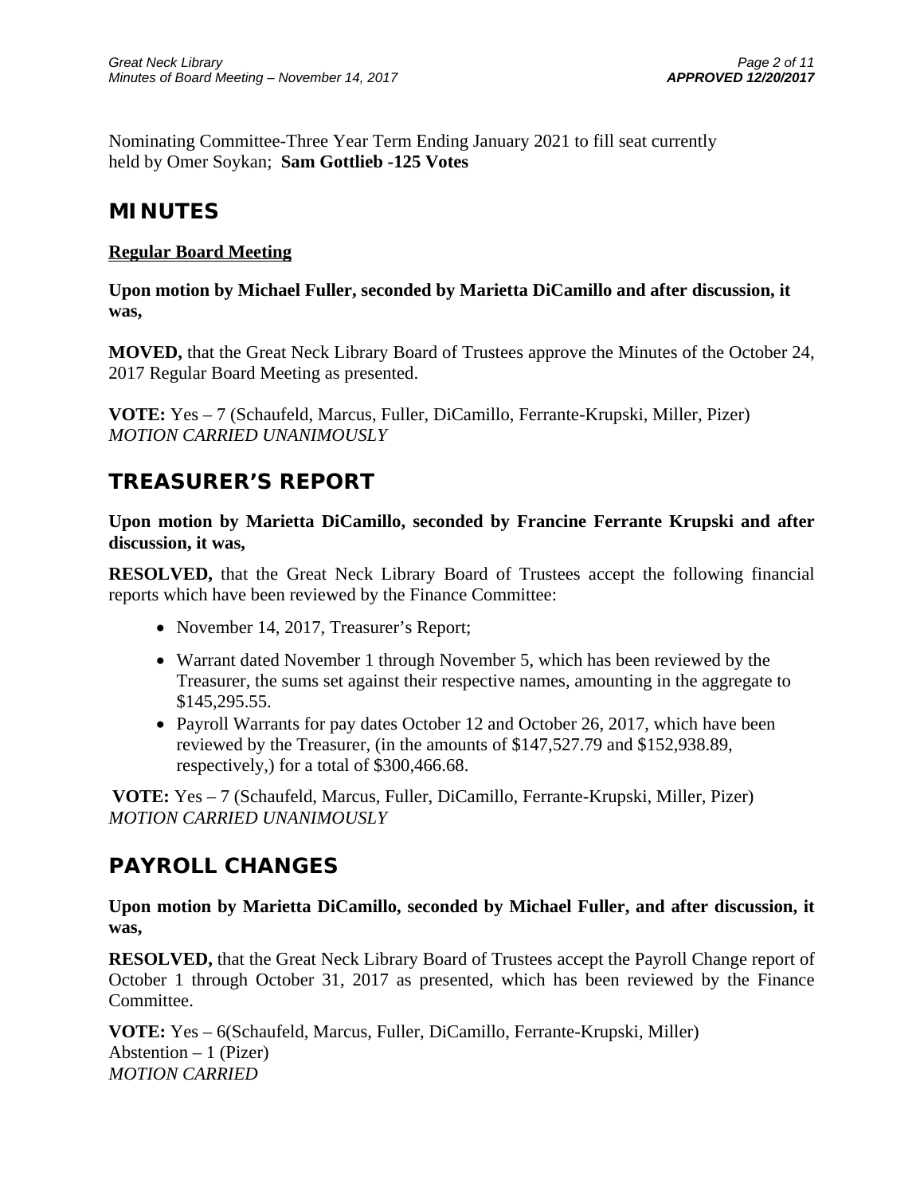Nominating Committee-Three Year Term Ending January 2021 to fill seat currently held by Omer Soykan; **Sam Gottlieb -125 Votes**

## MINUTES

**Regular Board Meeting**

**Upon motion by Michael Fuller, seconded by Marietta DiCamillo and after discussion, it was,**

**MOVED,** that the Great Neck Library Board of Trustees approve the Minutes of the October 24, 2017 Regular Board Meeting as presented.

**VOTE:** Yes – 7 (Schaufeld, Marcus, Fuller, DiCamillo, Ferrante-Krupski, Miller, Pizer)
*MOTION CARRIED UNANIMOUSLY*

## TREASURER'S REPORT

**Upon motion by Marietta DiCamillo, seconded by Francine Ferrante Krupski and after discussion, it was,**

**RESOLVED,** that the Great Neck Library Board of Trustees accept the following financial reports which have been reviewed by the Finance Committee:

- November 14, 2017, Treasurer's Report;
- Warrant dated November 1 through November 5, which has been reviewed by the Treasurer, the sums set against their respective names, amounting in the aggregate to $145,295.55.
- Payroll Warrants for pay dates October 12 and October 26, 2017, which have been reviewed by the Treasurer, (in the amounts of $147,527.79 and $152,938.89, respectively,) for a total of $300,466.68.

**VOTE:** Yes – 7 (Schaufeld, Marcus, Fuller, DiCamillo, Ferrante-Krupski, Miller, Pizer)
*MOTION CARRIED UNANIMOUSLY*

## PAYROLL CHANGES

**Upon motion by Marietta DiCamillo, seconded by Michael Fuller, and after discussion, it was,**

**RESOLVED,** that the Great Neck Library Board of Trustees accept the Payroll Change report of October 1 through October 31, 2017 as presented, which has been reviewed by the Finance Committee.

**VOTE:** Yes – 6(Schaufeld, Marcus, Fuller, DiCamillo, Ferrante-Krupski, Miller)
Abstention – 1 (Pizer)
*MOTION CARRIED*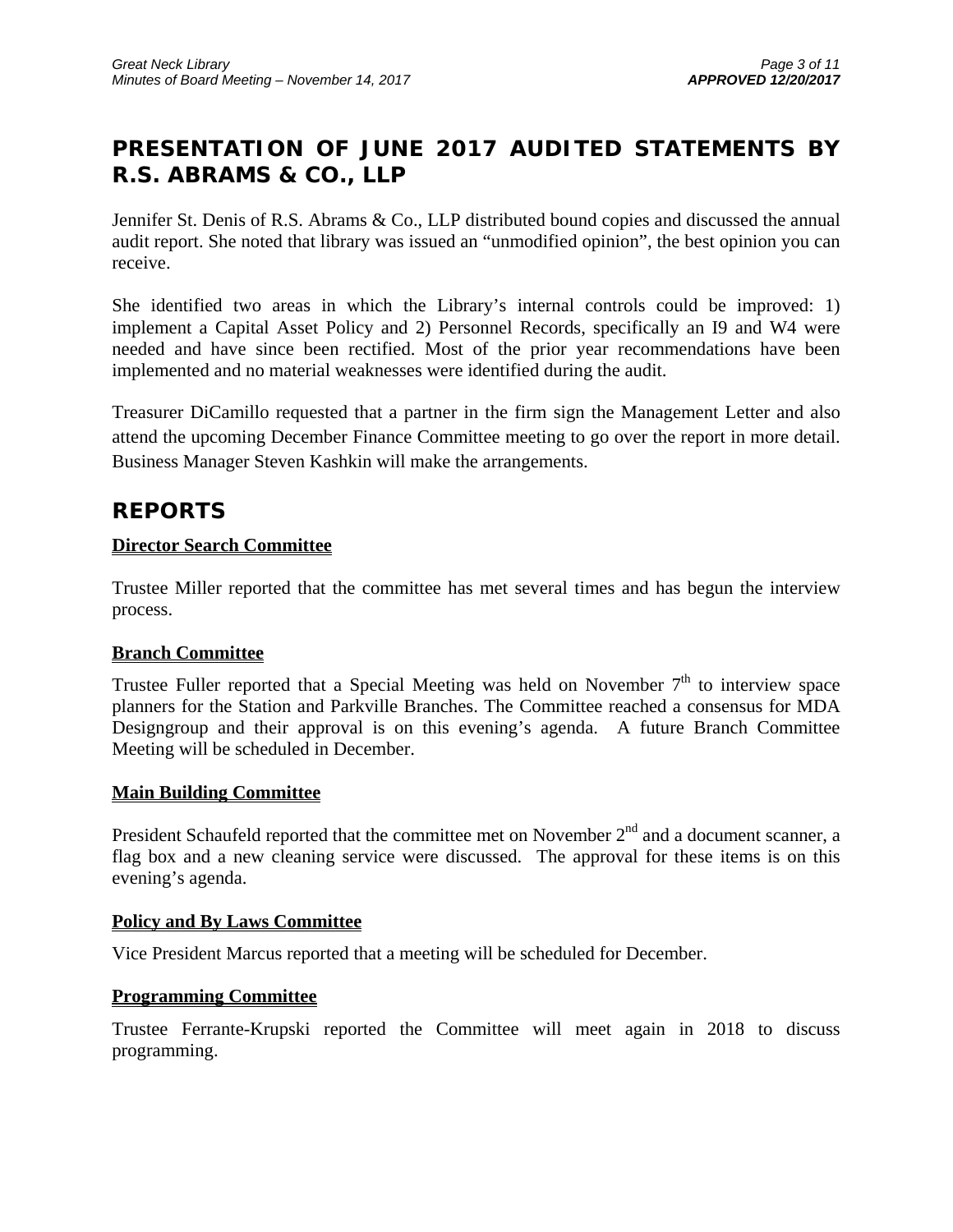## PRESENTATION OF JUNE 2017 AUDITED STATEMENTS BY R.S. ABRAMS & CO., LLP

Jennifer St. Denis of R.S. Abrams & Co., LLP distributed bound copies and discussed the annual audit report. She noted that library was issued an "unmodified opinion", the best opinion you can receive.

She identified two areas in which the Library's internal controls could be improved: 1) implement a Capital Asset Policy and 2) Personnel Records, specifically an I9 and W4 were needed and have since been rectified. Most of the prior year recommendations have been implemented and no material weaknesses were identified during the audit.

Treasurer DiCamillo requested that a partner in the firm sign the Management Letter and also attend the upcoming December Finance Committee meeting to go over the report in more detail. Business Manager Steven Kashkin will make the arrangements.

## REPORTS

### Director Search Committee

Trustee Miller reported that the committee has met several times and has begun the interview process.

### Branch Committee

Trustee Fuller reported that a Special Meeting was held on November 7th to interview space planners for the Station and Parkville Branches. The Committee reached a consensus for MDA Designgroup and their approval is on this evening's agenda. A future Branch Committee Meeting will be scheduled in December.

### Main Building Committee

President Schaufeld reported that the committee met on November 2nd and a document scanner, a flag box and a new cleaning service were discussed. The approval for these items is on this evening's agenda.

### Policy and By Laws Committee

Vice President Marcus reported that a meeting will be scheduled for December.

### Programming Committee

Trustee Ferrante-Krupski reported the Committee will meet again in 2018 to discuss programming.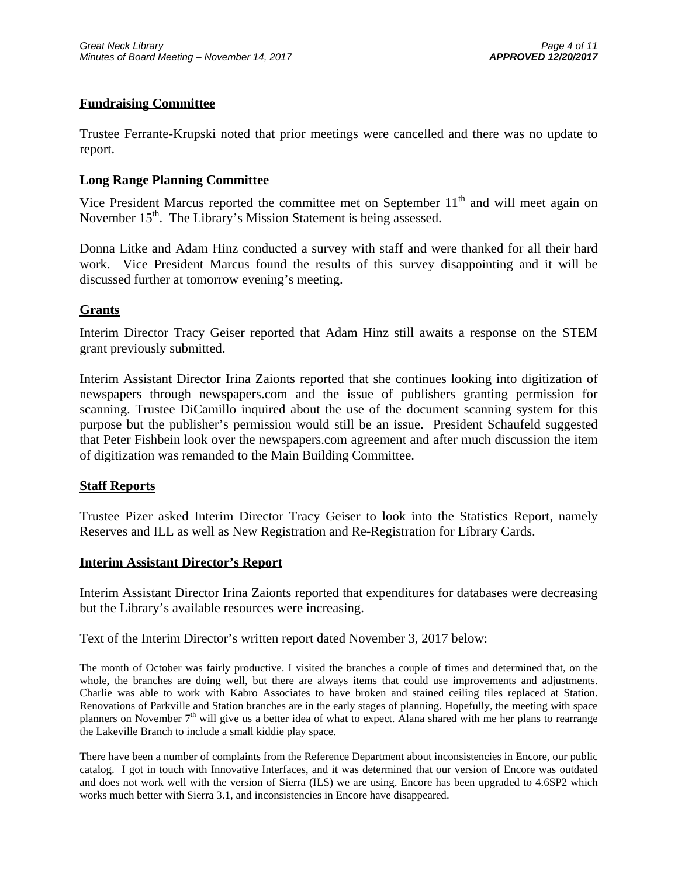## Fundraising Committee

Trustee Ferrante-Krupski noted that prior meetings were cancelled and there was no update to report.

## Long Range Planning Committee

Vice President Marcus reported the committee met on September 11th and will meet again on November 15th. The Library's Mission Statement is being assessed.

Donna Litke and Adam Hinz conducted a survey with staff and were thanked for all their hard work. Vice President Marcus found the results of this survey disappointing and it will be discussed further at tomorrow evening's meeting.

## Grants

Interim Director Tracy Geiser reported that Adam Hinz still awaits a response on the STEM grant previously submitted.

Interim Assistant Director Irina Zaionts reported that she continues looking into digitization of newspapers through newspapers.com and the issue of publishers granting permission for scanning. Trustee DiCamillo inquired about the use of the document scanning system for this purpose but the publisher's permission would still be an issue. President Schaufeld suggested that Peter Fishbein look over the newspapers.com agreement and after much discussion the item of digitization was remanded to the Main Building Committee.

## Staff Reports

Trustee Pizer asked Interim Director Tracy Geiser to look into the Statistics Report, namely Reserves and ILL as well as New Registration and Re-Registration for Library Cards.

## Interim Assistant Director's Report

Interim Assistant Director Irina Zaionts reported that expenditures for databases were decreasing but the Library's available resources were increasing.

Text of the Interim Director's written report dated November 3, 2017 below:

The month of October was fairly productive. I visited the branches a couple of times and determined that, on the whole, the branches are doing well, but there are always items that could use improvements and adjustments. Charlie was able to work with Kabro Associates to have broken and stained ceiling tiles replaced at Station. Renovations of Parkville and Station branches are in the early stages of planning. Hopefully, the meeting with space planners on November 7th will give us a better idea of what to expect. Alana shared with me her plans to rearrange the Lakeville Branch to include a small kiddie play space.

There have been a number of complaints from the Reference Department about inconsistencies in Encore, our public catalog. I got in touch with Innovative Interfaces, and it was determined that our version of Encore was outdated and does not work well with the version of Sierra (ILS) we are using. Encore has been upgraded to 4.6SP2 which works much better with Sierra 3.1, and inconsistencies in Encore have disappeared.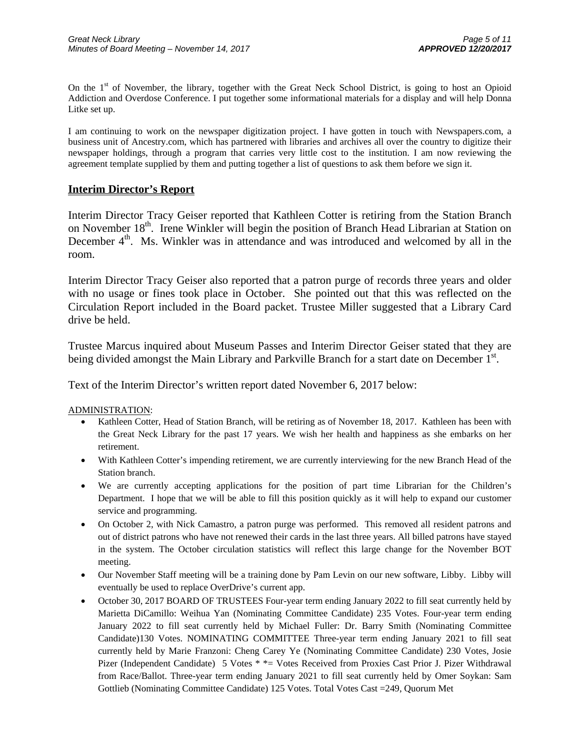On the 1st of November, the library, together with the Great Neck School District, is going to host an Opioid Addiction and Overdose Conference. I put together some informational materials for a display and will help Donna Litke set up.

I am continuing to work on the newspaper digitization project. I have gotten in touch with Newspapers.com, a business unit of Ancestry.com, which has partnered with libraries and archives all over the country to digitize their newspaper holdings, through a program that carries very little cost to the institution. I am now reviewing the agreement template supplied by them and putting together a list of questions to ask them before we sign it.

## Interim Director's Report

Interim Director Tracy Geiser reported that Kathleen Cotter is retiring from the Station Branch on November 18th. Irene Winkler will begin the position of Branch Head Librarian at Station on December 4th. Ms. Winkler was in attendance and was introduced and welcomed by all in the room.

Interim Director Tracy Geiser also reported that a patron purge of records three years and older with no usage or fines took place in October. She pointed out that this was reflected on the Circulation Report included in the Board packet. Trustee Miller suggested that a Library Card drive be held.

Trustee Marcus inquired about Museum Passes and Interim Director Geiser stated that they are being divided amongst the Main Library and Parkville Branch for a start date on December 1st.

Text of the Interim Director's written report dated November 6, 2017 below:

ADMINISTRATION:

- Kathleen Cotter, Head of Station Branch, will be retiring as of November 18, 2017. Kathleen has been with the Great Neck Library for the past 17 years. We wish her health and happiness as she embarks on her retirement.
- With Kathleen Cotter's impending retirement, we are currently interviewing for the new Branch Head of the Station branch.
- We are currently accepting applications for the position of part time Librarian for the Children's Department. I hope that we will be able to fill this position quickly as it will help to expand our customer service and programming.
- On October 2, with Nick Camastro, a patron purge was performed. This removed all resident patrons and out of district patrons who have not renewed their cards in the last three years. All billed patrons have stayed in the system. The October circulation statistics will reflect this large change for the November BOT meeting.
- Our November Staff meeting will be a training done by Pam Levin on our new software, Libby. Libby will eventually be used to replace OverDrive's current app.
- October 30, 2017 BOARD OF TRUSTEES Four-year term ending January 2022 to fill seat currently held by Marietta DiCamillo: Weihua Yan (Nominating Committee Candidate) 235 Votes. Four-year term ending January 2022 to fill seat currently held by Michael Fuller: Dr. Barry Smith (Nominating Committee Candidate)130 Votes. NOMINATING COMMITTEE Three-year term ending January 2021 to fill seat currently held by Marie Franzoni: Cheng Carey Ye (Nominating Committee Candidate) 230 Votes, Josie Pizer (Independent Candidate) 5 Votes * *= Votes Received from Proxies Cast Prior J. Pizer Withdrawal from Race/Ballot. Three-year term ending January 2021 to fill seat currently held by Omer Soykan: Sam Gottlieb (Nominating Committee Candidate) 125 Votes. Total Votes Cast =249, Quorum Met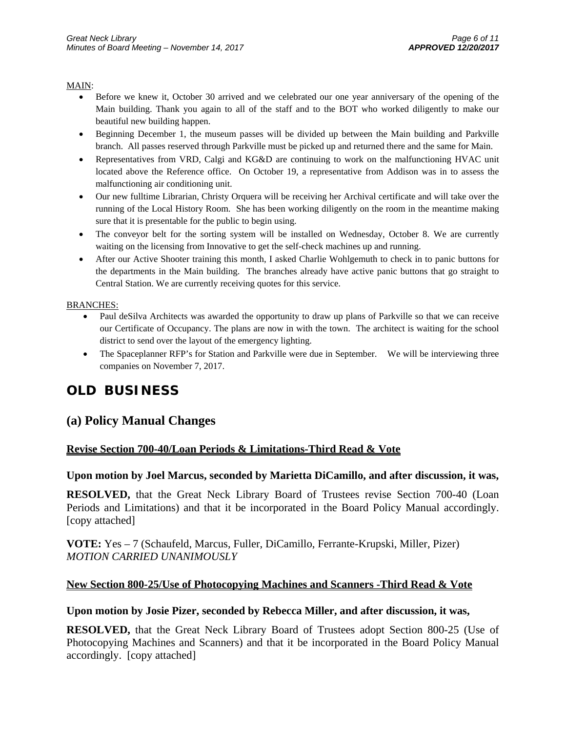MAIN:

- Before we knew it, October 30 arrived and we celebrated our one year anniversary of the opening of the Main building. Thank you again to all of the staff and to the BOT who worked diligently to make our beautiful new building happen.
- Beginning December 1, the museum passes will be divided up between the Main building and Parkville branch. All passes reserved through Parkville must be picked up and returned there and the same for Main.
- Representatives from VRD, Calgi and KG&D are continuing to work on the malfunctioning HVAC unit located above the Reference office. On October 19, a representative from Addison was in to assess the malfunctioning air conditioning unit.
- Our new fulltime Librarian, Christy Orquera will be receiving her Archival certificate and will take over the running of the Local History Room. She has been working diligently on the room in the meantime making sure that it is presentable for the public to begin using.
- The conveyor belt for the sorting system will be installed on Wednesday, October 8. We are currently waiting on the licensing from Innovative to get the self-check machines up and running.
- After our Active Shooter training this month, I asked Charlie Wohlgemuth to check in to panic buttons for the departments in the Main building. The branches already have active panic buttons that go straight to Central Station. We are currently receiving quotes for this service.

BRANCHES:

- Paul deSilva Architects was awarded the opportunity to draw up plans of Parkville so that we can receive our Certificate of Occupancy. The plans are now in with the town. The architect is waiting for the school district to send over the layout of the emergency lighting.
- The Spaceplanner RFP's for Station and Parkville were due in September. We will be interviewing three companies on November 7, 2017.

# OLD BUSINESS

## (a) Policy Manual Changes

**Revise Section 700-40/Loan Periods & Limitations-Third Read & Vote**

**Upon motion by Joel Marcus, seconded by Marietta DiCamillo, and after discussion, it was,**

**RESOLVED,** that the Great Neck Library Board of Trustees revise Section 700-40 (Loan Periods and Limitations) and that it be incorporated in the Board Policy Manual accordingly. [copy attached]

**VOTE:** Yes – 7 (Schaufeld, Marcus, Fuller, DiCamillo, Ferrante-Krupski, Miller, Pizer)
*MOTION CARRIED UNANIMOUSLY*

**New Section 800-25/Use of Photocopying Machines and Scanners -Third Read & Vote**

**Upon motion by Josie Pizer, seconded by Rebecca Miller, and after discussion, it was,**

**RESOLVED,** that the Great Neck Library Board of Trustees adopt Section 800-25 (Use of Photocopying Machines and Scanners) and that it be incorporated in the Board Policy Manual accordingly. [copy attached]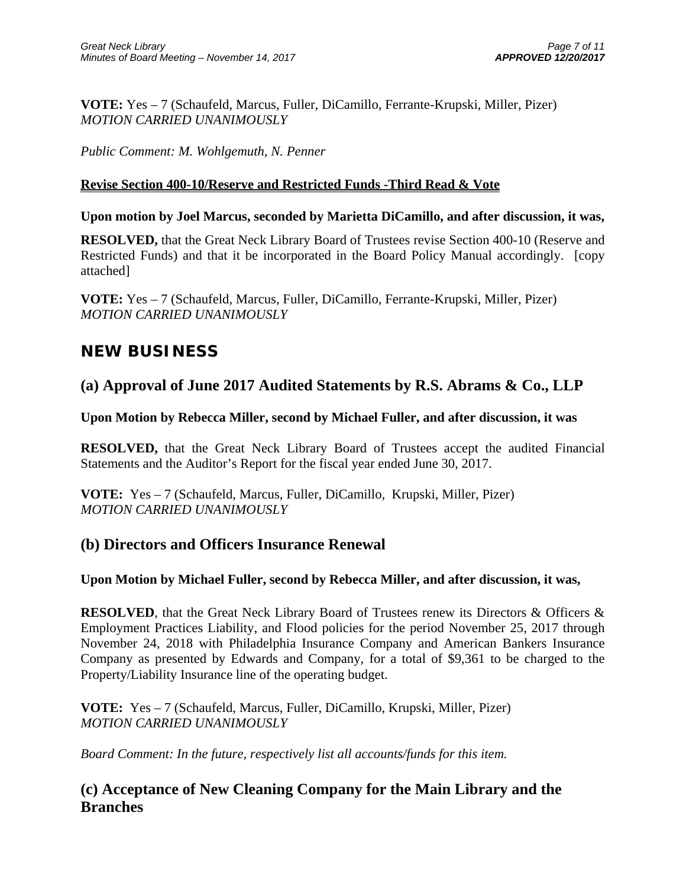**VOTE:** Yes – 7 (Schaufeld, Marcus, Fuller, DiCamillo, Ferrante-Krupski, Miller, Pizer)
*MOTION CARRIED UNANIMOUSLY*

*Public Comment: M. Wohlgemuth, N. Penner*

**Revise Section 400-10/Reserve and Restricted Funds -Third Read & Vote**

**Upon motion by Joel Marcus, seconded by Marietta DiCamillo, and after discussion, it was,**

**RESOLVED,** that the Great Neck Library Board of Trustees revise Section 400-10 (Reserve and Restricted Funds) and that it be incorporated in the Board Policy Manual accordingly. [copy attached]

**VOTE:** Yes – 7 (Schaufeld, Marcus, Fuller, DiCamillo, Ferrante-Krupski, Miller, Pizer)
*MOTION CARRIED UNANIMOUSLY*

# NEW BUSINESS

## (a) Approval of June 2017 Audited Statements by R.S. Abrams & Co., LLP

**Upon Motion by Rebecca Miller, second by Michael Fuller, and after discussion, it was**

**RESOLVED,** that the Great Neck Library Board of Trustees accept the audited Financial Statements and the Auditor's Report for the fiscal year ended June 30, 2017.

**VOTE:** Yes – 7 (Schaufeld, Marcus, Fuller, DiCamillo, Krupski, Miller, Pizer)
*MOTION CARRIED UNANIMOUSLY*

## (b) Directors and Officers Insurance Renewal

**Upon Motion by Michael Fuller, second by Rebecca Miller, and after discussion, it was,**

**RESOLVED**, that the Great Neck Library Board of Trustees renew its Directors & Officers & Employment Practices Liability, and Flood policies for the period November 25, 2017 through November 24, 2018 with Philadelphia Insurance Company and American Bankers Insurance Company as presented by Edwards and Company, for a total of $9,361 to be charged to the Property/Liability Insurance line of the operating budget.

**VOTE:** Yes – 7 (Schaufeld, Marcus, Fuller, DiCamillo, Krupski, Miller, Pizer)
*MOTION CARRIED UNANIMOUSLY*

*Board Comment: In the future, respectively list all accounts/funds for this item.*

## (c) Acceptance of New Cleaning Company for the Main Library and the Branches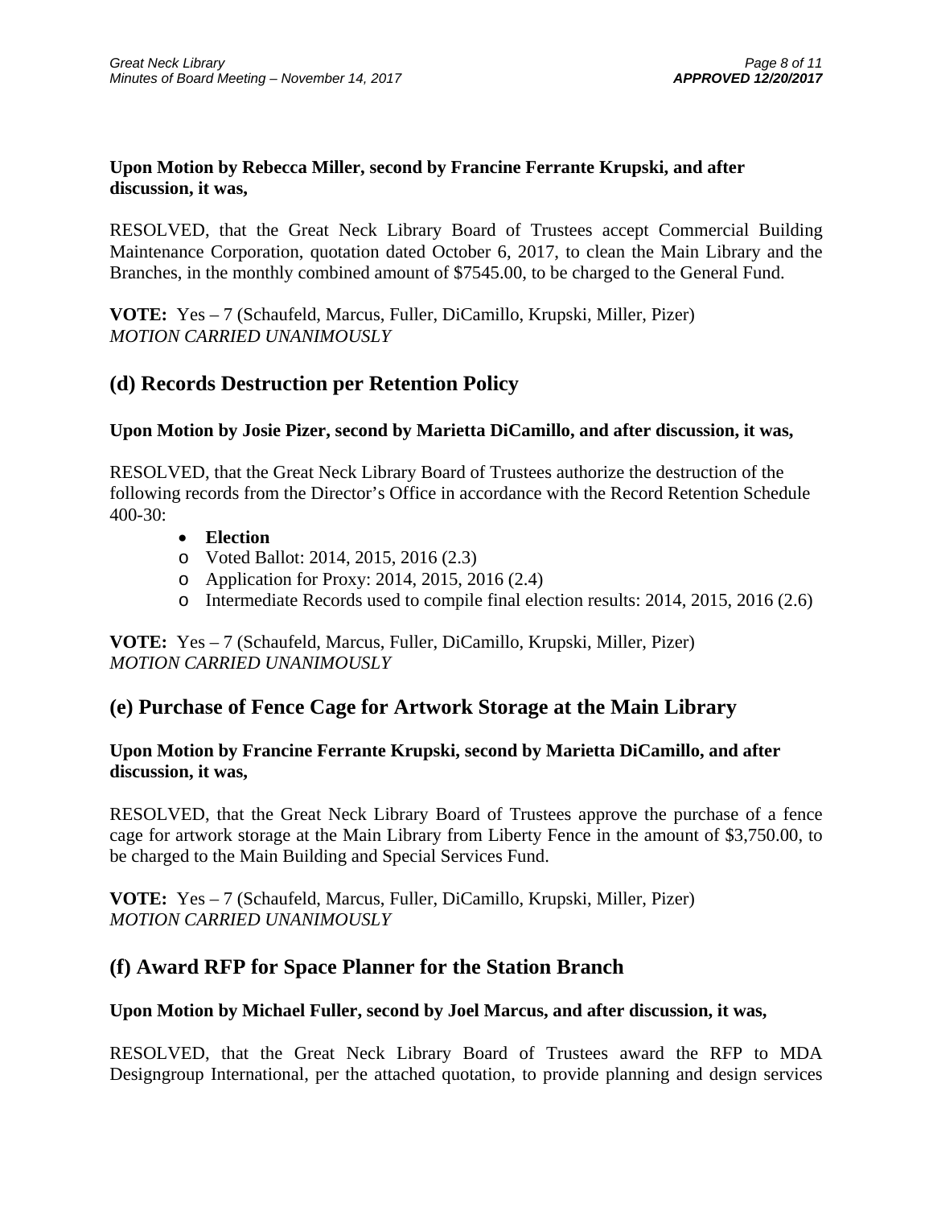**Upon Motion by Rebecca Miller, second by Francine Ferrante Krupski, and after discussion, it was,**

RESOLVED, that the Great Neck Library Board of Trustees accept Commercial Building Maintenance Corporation, quotation dated October 6, 2017, to clean the Main Library and the Branches, in the monthly combined amount of $7545.00, to be charged to the General Fund.

**VOTE:** Yes – 7 (Schaufeld, Marcus, Fuller, DiCamillo, Krupski, Miller, Pizer)
*MOTION CARRIED UNANIMOUSLY*

## (d) Records Destruction per Retention Policy

**Upon Motion by Josie Pizer, second by Marietta DiCamillo, and after discussion, it was,**

RESOLVED, that the Great Neck Library Board of Trustees authorize the destruction of the following records from the Director's Office in accordance with the Record Retention Schedule 400-30:

- **Election**
  - Voted Ballot: 2014, 2015, 2016 (2.3)
  - Application for Proxy: 2014, 2015, 2016 (2.4)
  - Intermediate Records used to compile final election results: 2014, 2015, 2016 (2.6)

**VOTE:** Yes – 7 (Schaufeld, Marcus, Fuller, DiCamillo, Krupski, Miller, Pizer)
*MOTION CARRIED UNANIMOUSLY*

## (e) Purchase of Fence Cage for Artwork Storage at the Main Library

**Upon Motion by Francine Ferrante Krupski, second by Marietta DiCamillo, and after discussion, it was,**

RESOLVED, that the Great Neck Library Board of Trustees approve the purchase of a fence cage for artwork storage at the Main Library from Liberty Fence in the amount of $3,750.00, to be charged to the Main Building and Special Services Fund.

**VOTE:** Yes – 7 (Schaufeld, Marcus, Fuller, DiCamillo, Krupski, Miller, Pizer)
*MOTION CARRIED UNANIMOUSLY*

## (f) Award RFP for Space Planner for the Station Branch

**Upon Motion by Michael Fuller, second by Joel Marcus, and after discussion, it was,**

RESOLVED, that the Great Neck Library Board of Trustees award the RFP to MDA Designgroup International, per the attached quotation, to provide planning and design services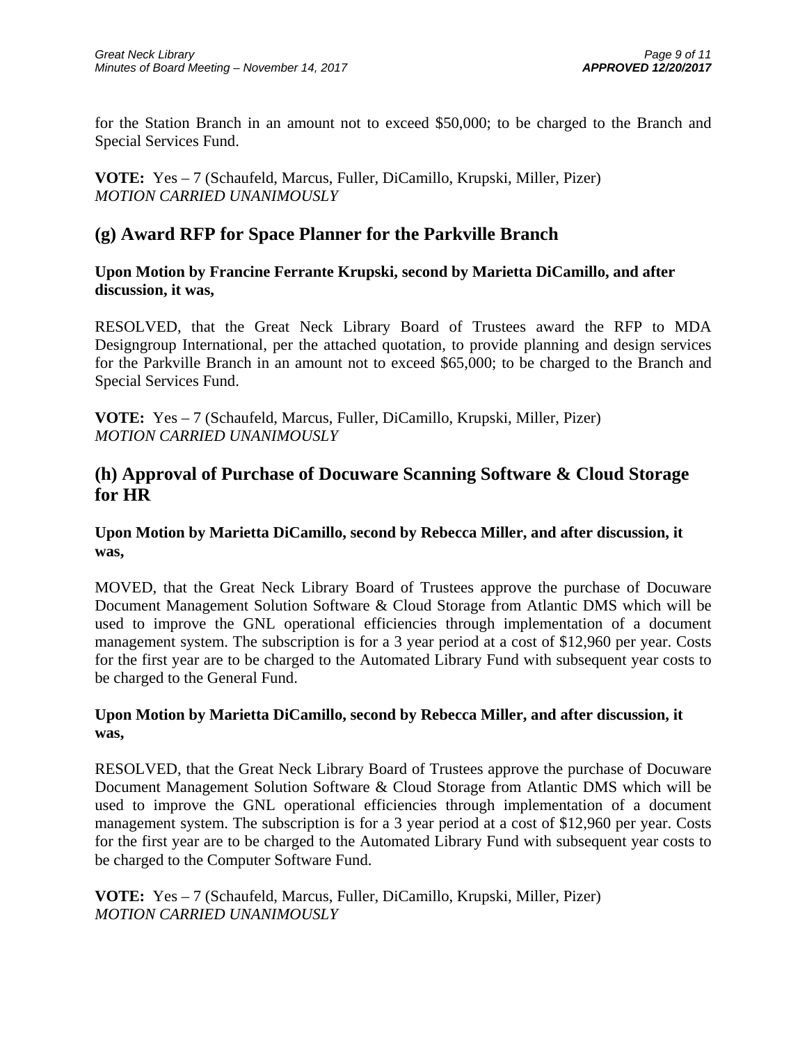for the Station Branch in an amount not to exceed $50,000; to be charged to the Branch and Special Services Fund.

**VOTE:** Yes – 7 (Schaufeld, Marcus, Fuller, DiCamillo, Krupski, Miller, Pizer)
*MOTION CARRIED UNANIMOUSLY*

## (g) Award RFP for Space Planner for the Parkville Branch

**Upon Motion by Francine Ferrante Krupski, second by Marietta DiCamillo, and after discussion, it was,**

RESOLVED, that the Great Neck Library Board of Trustees award the RFP to MDA Designgroup International, per the attached quotation, to provide planning and design services for the Parkville Branch in an amount not to exceed $65,000; to be charged to the Branch and Special Services Fund.

**VOTE:** Yes – 7 (Schaufeld, Marcus, Fuller, DiCamillo, Krupski, Miller, Pizer)
*MOTION CARRIED UNANIMOUSLY*

## (h) Approval of Purchase of Docuware Scanning Software & Cloud Storage for HR

**Upon Motion by Marietta DiCamillo, second by Rebecca Miller, and after discussion, it was,**

MOVED, that the Great Neck Library Board of Trustees approve the purchase of Docuware Document Management Solution Software & Cloud Storage from Atlantic DMS which will be used to improve the GNL operational efficiencies through implementation of a document management system. The subscription is for a 3 year period at a cost of $12,960 per year. Costs for the first year are to be charged to the Automated Library Fund with subsequent year costs to be charged to the General Fund.

**Upon Motion by Marietta DiCamillo, second by Rebecca Miller, and after discussion, it was,**

RESOLVED, that the Great Neck Library Board of Trustees approve the purchase of Docuware Document Management Solution Software & Cloud Storage from Atlantic DMS which will be used to improve the GNL operational efficiencies through implementation of a document management system. The subscription is for a 3 year period at a cost of $12,960 per year. Costs for the first year are to be charged to the Automated Library Fund with subsequent year costs to be charged to the Computer Software Fund.

**VOTE:** Yes – 7 (Schaufeld, Marcus, Fuller, DiCamillo, Krupski, Miller, Pizer)
*MOTION CARRIED UNANIMOUSLY*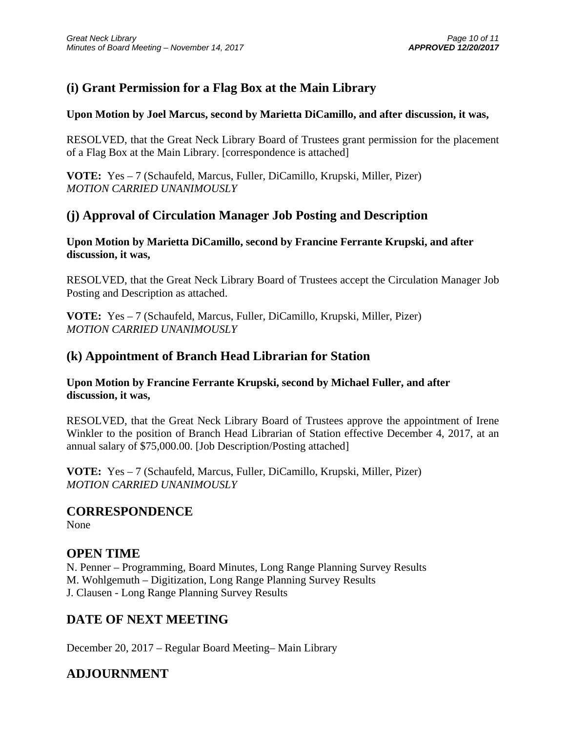## (i) Grant Permission for a Flag Box at the Main Library

**Upon Motion by Joel Marcus, second by Marietta DiCamillo, and after discussion, it was,**

RESOLVED, that the Great Neck Library Board of Trustees grant permission for the placement of a Flag Box at the Main Library. [correspondence is attached]

**VOTE:** Yes – 7 (Schaufeld, Marcus, Fuller, DiCamillo, Krupski, Miller, Pizer)
*MOTION CARRIED UNANIMOUSLY*

## (j) Approval of Circulation Manager Job Posting and Description

**Upon Motion by Marietta DiCamillo, second by Francine Ferrante Krupski, and after discussion, it was,**

RESOLVED, that the Great Neck Library Board of Trustees accept the Circulation Manager Job Posting and Description as attached.

**VOTE:** Yes – 7 (Schaufeld, Marcus, Fuller, DiCamillo, Krupski, Miller, Pizer)
*MOTION CARRIED UNANIMOUSLY*

## (k) Appointment of Branch Head Librarian for Station

**Upon Motion by Francine Ferrante Krupski, second by Michael Fuller, and after discussion, it was,**

RESOLVED, that the Great Neck Library Board of Trustees approve the appointment of Irene Winkler to the position of Branch Head Librarian of Station effective December 4, 2017, at an annual salary of $75,000.00. [Job Description/Posting attached]

**VOTE:** Yes – 7 (Schaufeld, Marcus, Fuller, DiCamillo, Krupski, Miller, Pizer)
*MOTION CARRIED UNANIMOUSLY*

## CORRESPONDENCE

None

## OPEN TIME

N. Penner – Programming, Board Minutes, Long Range Planning Survey Results
M. Wohlgemuth – Digitization, Long Range Planning Survey Results
J. Clausen - Long Range Planning Survey Results

## DATE OF NEXT MEETING

December 20, 2017 – Regular Board Meeting– Main Library

## ADJOURNMENT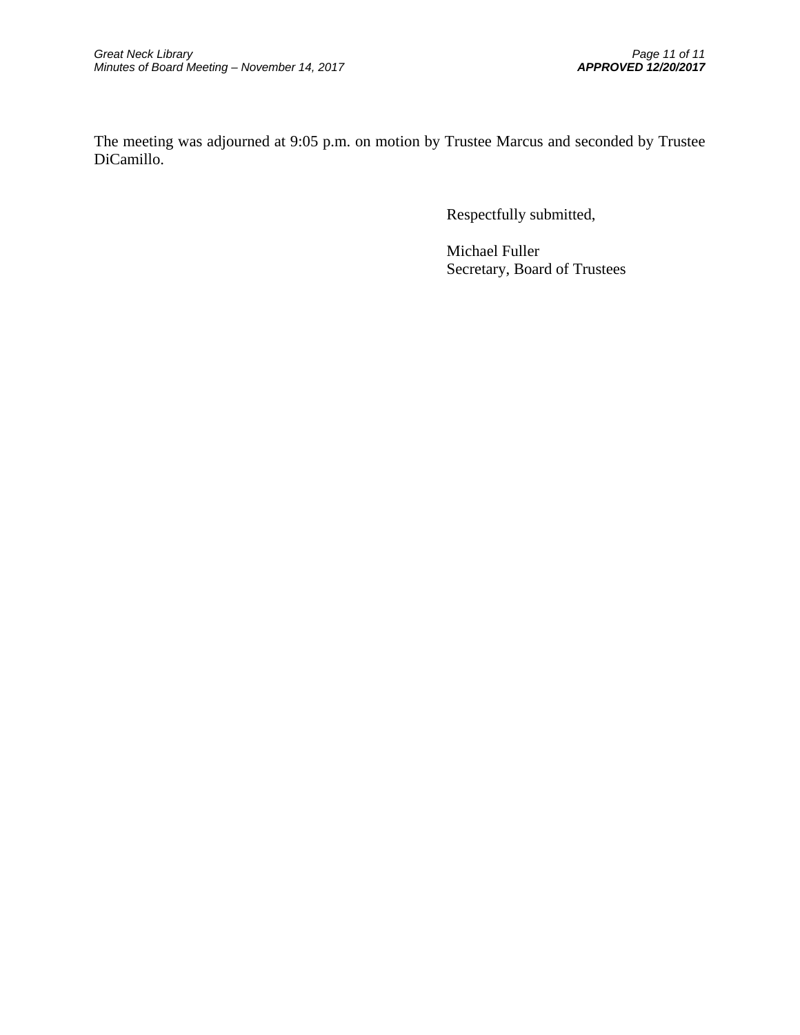The meeting was adjourned at 9:05 p.m. on motion by Trustee Marcus and seconded by Trustee DiCamillo.

Respectfully submitted,

Michael Fuller
Secretary, Board of Trustees